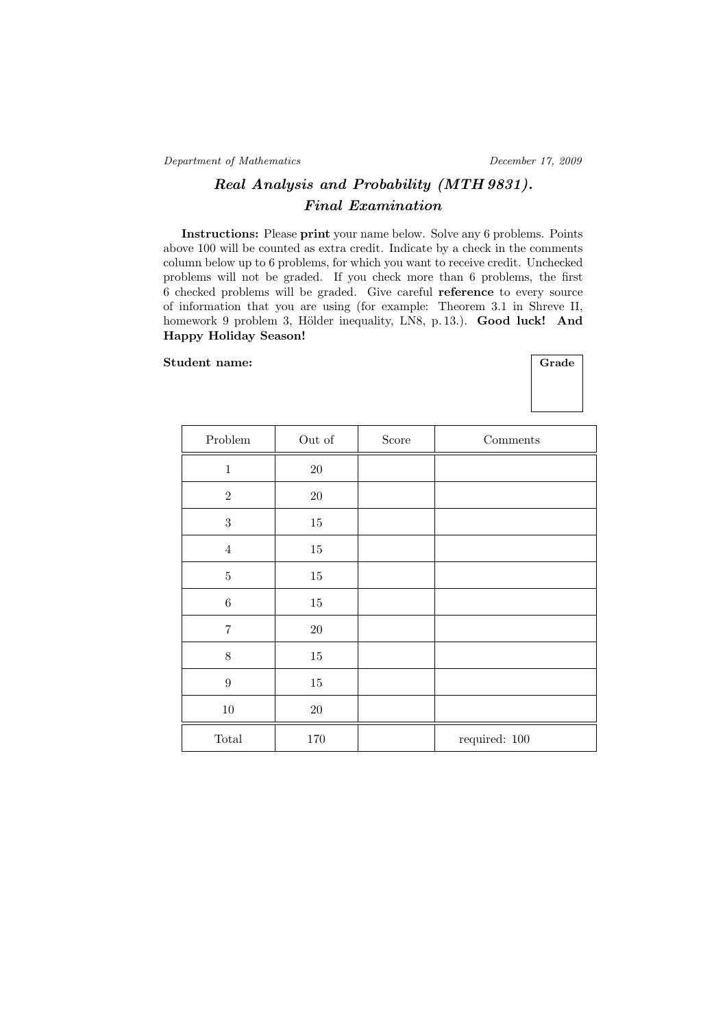*Department of Mathematics* *December 17, 2009*

# *Real Analysis and Probability (MTH 9831).*
# *Final Examination*

**Instructions:** Please **print** your name below. Solve any 6 problems. Points above 100 will be counted as extra credit. Indicate by a check in the comments column below up to 6 problems, for which you want to receive credit. Unchecked problems will not be graded. If you check more than 6 problems, the first 6 checked problems will be graded. Give careful **reference** to every source of information that you are using (for example: Theorem 3.1 in Shreve II, homework 9 problem 3, Hölder inequality, LN8, p. 13.). **Good luck! And Happy Holiday Season!**

**Student name:**

**Grade**

| Problem | Out of | Score | Comments |
|---|---|---|---|
| 1 | 20 | | |
| 2 | 20 | | |
| 3 | 15 | | |
| 4 | 15 | | |
| 5 | 15 | | |
| 6 | 15 | | |
| 7 | 20 | | |
| 8 | 15 | | |
| 9 | 15 | | |
| 10 | 20 | | |
| Total | 170 | | required: 100 |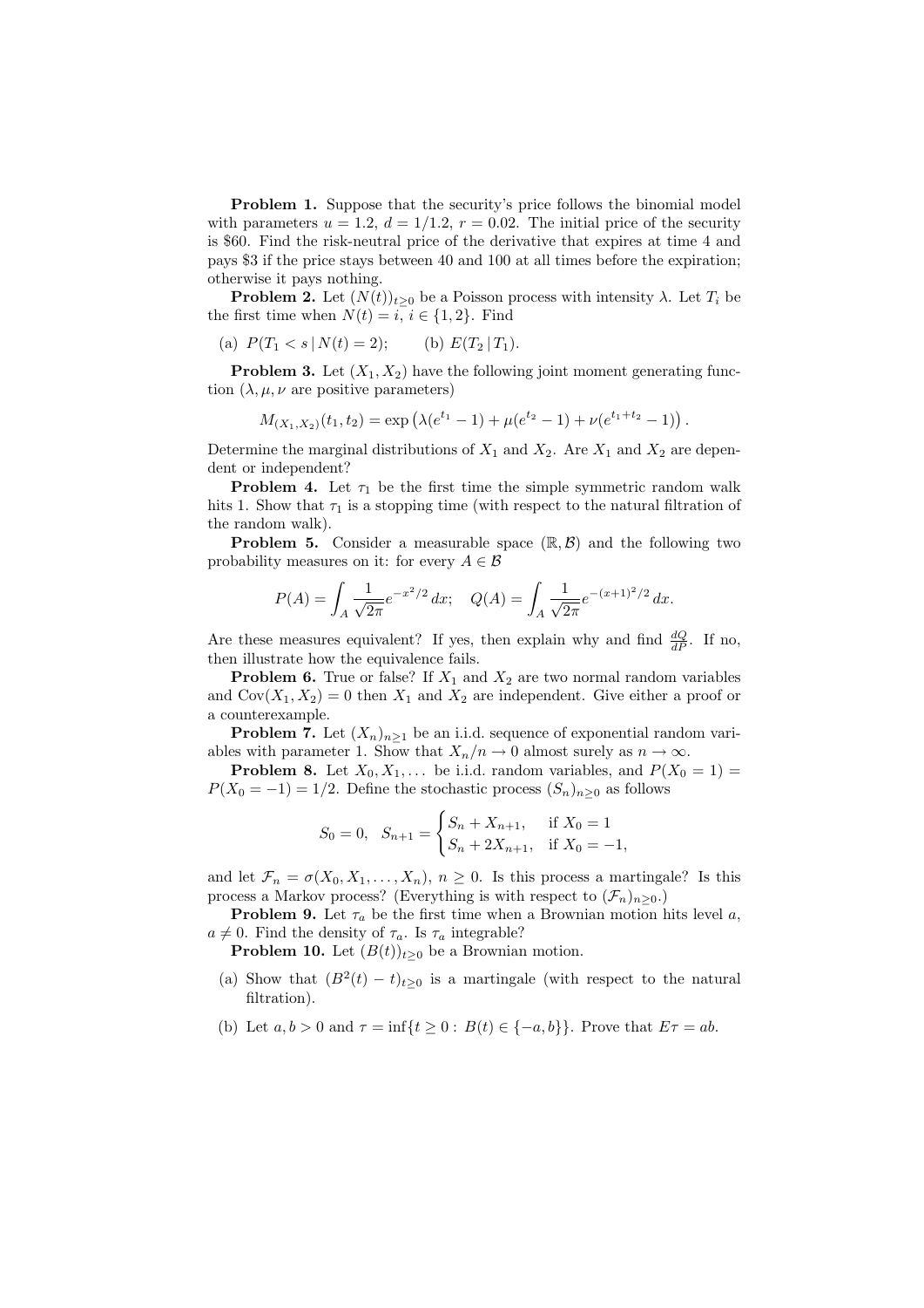**Problem 1.** Suppose that the security's price follows the binomial model with parameters $u = 1.2$, $d = 1/1.2$, $r = 0.02$. The initial price of the security is \$60. Find the risk-neutral price of the derivative that expires at time 4 and pays \$3 if the price stays between 40 and 100 at all times before the expiration; otherwise it pays nothing.

**Problem 2.** Let $(N(t))_{t\geq 0}$ be a Poisson process with intensity $\lambda$. Let $T_i$ be the first time when $N(t) = i$, $i \in \{1, 2\}$. Find

(a) $P(T_1 < s \mid N(t) = 2)$; (b) $E(T_2 \mid T_1)$.

**Problem 3.** Let $(X_1, X_2)$ have the following joint moment generating function ($\lambda, \mu, \nu$ are positive parameters)

$$M_{(X_1,X_2)}(t_1, t_2) = \exp\left(\lambda(e^{t_1} - 1) + \mu(e^{t_2} - 1) + \nu(e^{t_1+t_2} - 1)\right).$$

Determine the marginal distributions of $X_1$ and $X_2$. Are $X_1$ and $X_2$ are dependent or independent?

**Problem 4.** Let $\tau_1$ be the first time the simple symmetric random walk hits 1. Show that $\tau_1$ is a stopping time (with respect to the natural filtration of the random walk).

**Problem 5.** Consider a measurable space $(\mathbb{R}, \mathcal{B})$ and the following two probability measures on it: for every $A \in \mathcal{B}$

$$P(A) = \int_A \frac{1}{\sqrt{2\pi}} e^{-x^2/2}\, dx; \quad Q(A) = \int_A \frac{1}{\sqrt{2\pi}} e^{-(x+1)^2/2}\, dx.$$

Are these measures equivalent? If yes, then explain why and find $\frac{dQ}{dP}$. If no, then illustrate how the equivalence fails.

**Problem 6.** True or false? If $X_1$ and $X_2$ are two normal random variables and $\text{Cov}(X_1, X_2) = 0$ then $X_1$ and $X_2$ are independent. Give either a proof or a counterexample.

**Problem 7.** Let $(X_n)_{n\geq 1}$ be an i.i.d. sequence of exponential random variables with parameter 1. Show that $X_n/n \to 0$ almost surely as $n \to \infty$.

**Problem 8.** Let $X_0, X_1, \dots$ be i.i.d. random variables, and $P(X_0 = 1) = P(X_0 = -1) = 1/2$. Define the stochastic process $(S_n)_{n\geq 0}$ as follows

$$S_0 = 0, \quad S_{n+1} = \begin{cases} S_n + X_{n+1}, & \text{if } X_0 = 1 \\ S_n + 2X_{n+1}, & \text{if } X_0 = -1, \end{cases}$$

and let $\mathcal{F}_n = \sigma(X_0, X_1, \dots, X_n)$, $n \geq 0$. Is this process a martingale? Is this process a Markov process? (Everything is with respect to $(\mathcal{F}_n)_{n\geq 0}$.)

**Problem 9.** Let $\tau_a$ be the first time when a Brownian motion hits level $a$, $a \neq 0$. Find the density of $\tau_a$. Is $\tau_a$ integrable?

**Problem 10.** Let $(B(t))_{t\geq 0}$ be a Brownian motion.

(a) Show that $(B^2(t) - t)_{t\geq 0}$ is a martingale (with respect to the natural filtration).

(b) Let $a, b > 0$ and $\tau = \inf\{t \geq 0 : B(t) \in \{-a, b\}\}$. Prove that $E\tau = ab$.